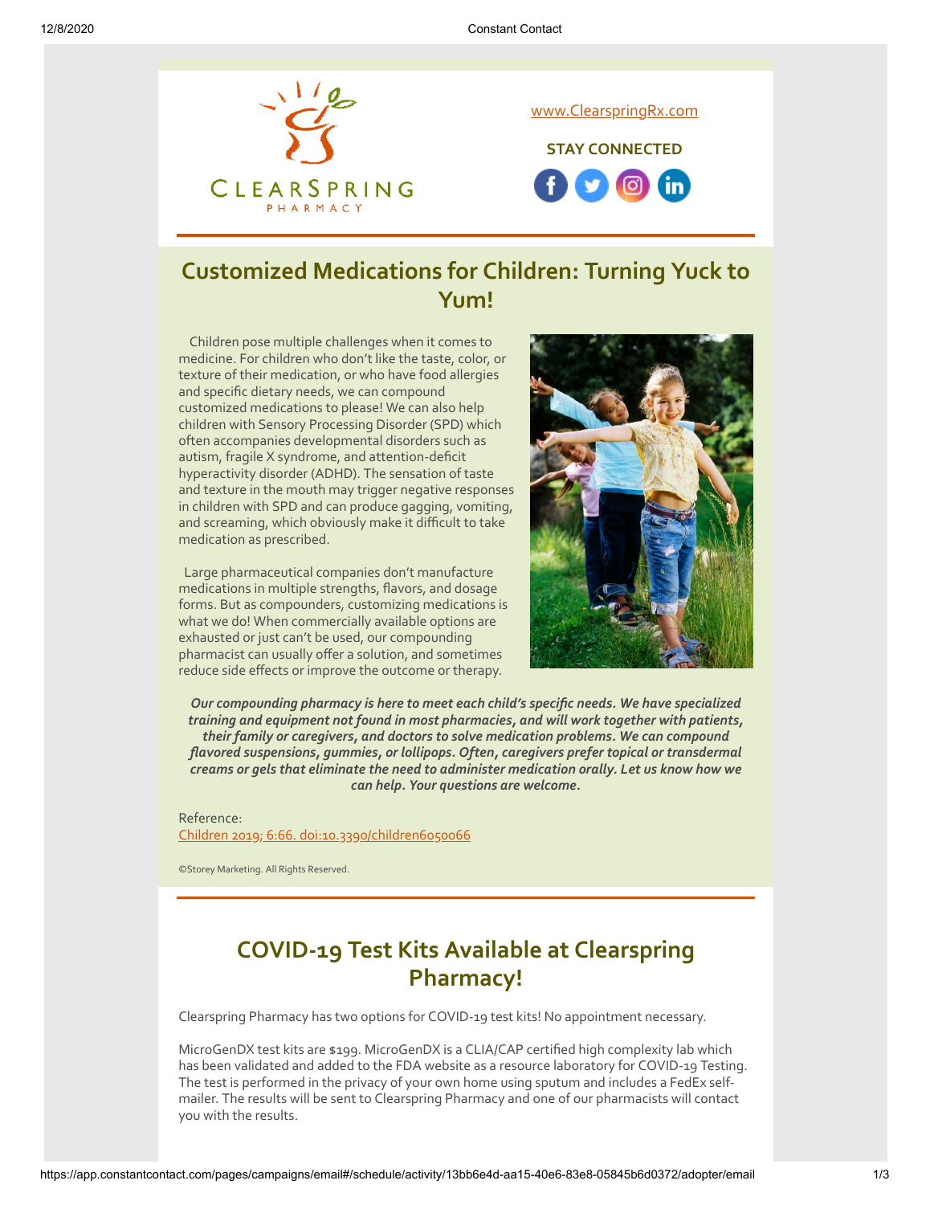[www.ClearspringRx.com](http://www.ClearspringRx.com)

**STAY CONNECTED**

## Customized Medications for Children: Turning Yuck to Yum!

Children pose multiple challenges when it comes to medicine. For children who don't like the taste, color, or texture of their medication, or who have food allergies and specific dietary needs, we can compound customized medications to please! We can also help children with Sensory Processing Disorder (SPD) which often accompanies developmental disorders such as autism, fragile X syndrome, and attention-deficit hyperactivity disorder (ADHD). The sensation of taste and texture in the mouth may trigger negative responses in children with SPD and can produce gagging, vomiting, and screaming, which obviously make it difficult to take medication as prescribed.

Large pharmaceutical companies don't manufacture medications in multiple strengths, flavors, and dosage forms. But as compounders, customizing medications is what we do! When commercially available options are exhausted or just can't be used, our compounding pharmacist can usually offer a solution, and sometimes reduce side effects or improve the outcome or therapy.

***Our compounding pharmacy is here to meet each child's specific needs. We have specialized training and equipment not found in most pharmacies, and will work together with patients, their family or caregivers, and doctors to solve medication problems. We can compound flavored suspensions, gummies, or lollipops. Often, caregivers prefer topical or transdermal creams or gels that eliminate the need to administer medication orally. Let us know how we can help. Your questions are welcome.***

Reference:
Children 2019; 6:66. doi:10.3390/children6050066

©Storey Marketing. All Rights Reserved.

## COVID-19 Test Kits Available at Clearspring Pharmacy!

Clearspring Pharmacy has two options for COVID-19 test kits! No appointment necessary.

MicroGenDX test kits are $199. MicroGenDX is a CLIA/CAP certified high complexity lab which has been validated and added to the FDA website as a resource laboratory for COVID-19 Testing. The test is performed in the privacy of your own home using sputum and includes a FedEx self-mailer. The results will be sent to Clearspring Pharmacy and one of our pharmacists will contact you with the results.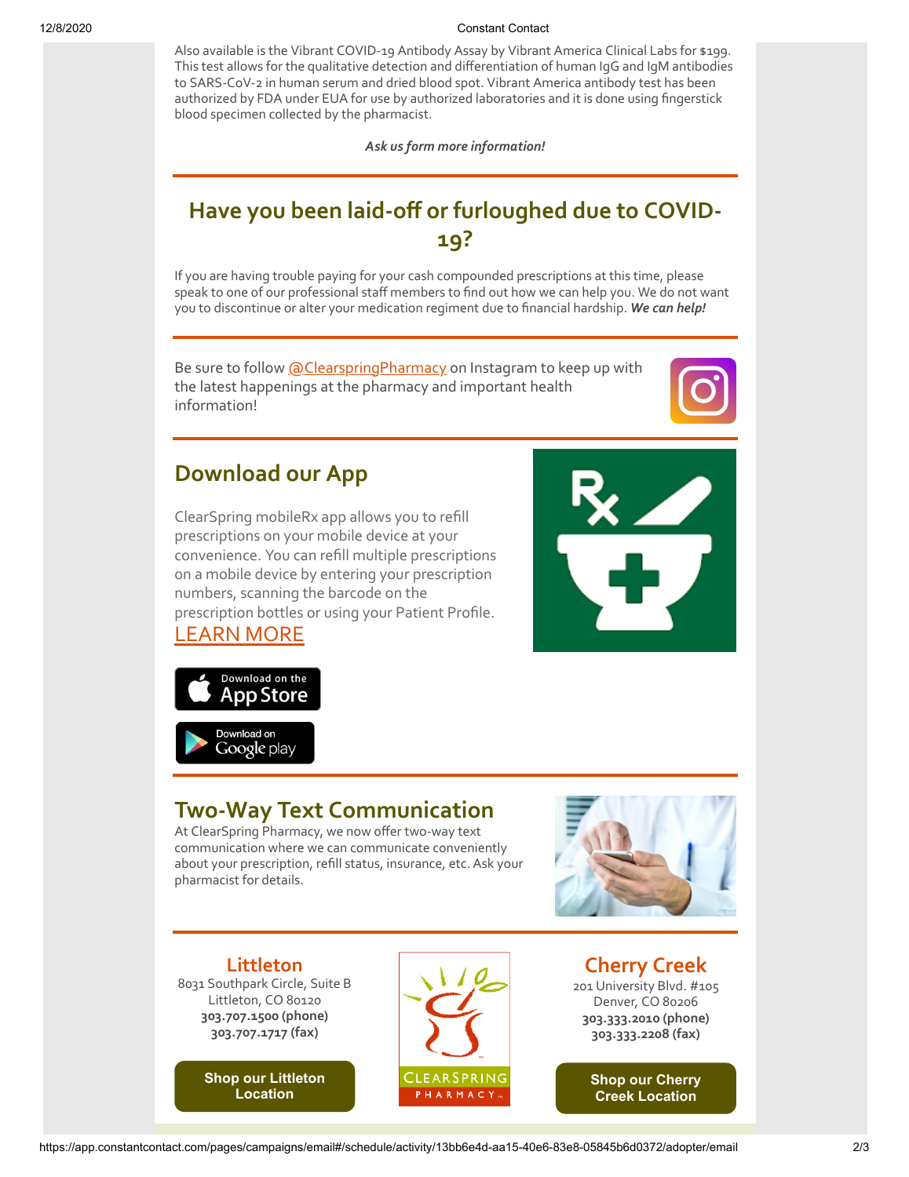Also available is the Vibrant COVID-19 Antibody Assay by Vibrant America Clinical Labs for $199. This test allows for the qualitative detection and differentiation of human IgG and IgM antibodies to SARS-CoV-2 in human serum and dried blood spot. Vibrant America antibody test has been authorized by FDA under EUA for use by authorized laboratories and it is done using fingerstick blood specimen collected by the pharmacist.

***Ask us form more information!***

---

## Have you been laid-off or furloughed due to COVID-19?

If you are having trouble paying for your cash compounded prescriptions at this time, please speak to one of our professional staff members to find out how we can help you. We do not want you to discontinue or alter your medication regiment due to financial hardship. ***We can help!***

---

Be sure to follow @ClearspringPharmacy on Instagram to keep up with the latest happenings at the pharmacy and important health information!

---

## Download our App

ClearSpring mobileRx app allows you to refill prescriptions on your mobile device at your convenience. You can refill multiple prescriptions on a mobile device by entering your prescription numbers, scanning the barcode on the prescription bottles or using your Patient Profile.

LEARN MORE

Download on the App Store

Download on Google play

---

## Two-Way Text Communication

At ClearSpring Pharmacy, we now offer two-way text communication where we can communicate conveniently about your prescription, refill status, insurance, etc. Ask your pharmacist for details.

---

### Littleton

8031 Southpark Circle, Suite B
Littleton, CO 80120
**303.707.1500 (phone)**
**303.707.1717 (fax)**

**Shop our Littleton Location**

CLEARSPRING PHARMACY

### Cherry Creek

201 University Blvd. #105
Denver, CO 80206
**303.333.2010 (phone)**
**303.333.2208 (fax)**

**Shop our Cherry Creek Location**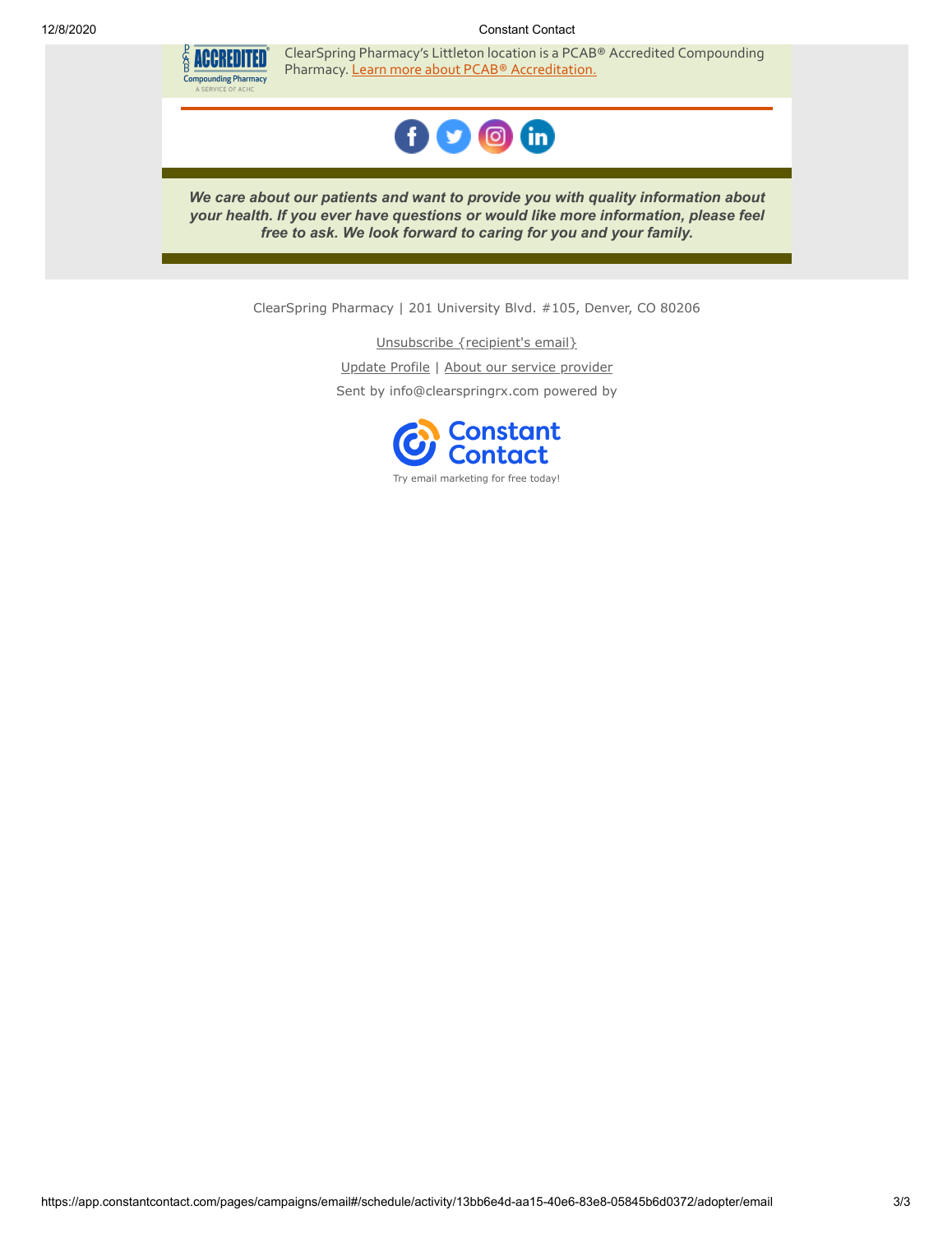ClearSpring Pharmacy's Littleton location is a PCAB® Accredited Compounding Pharmacy. Learn more about PCAB® Accreditation.

***We care about our patients and want to provide you with quality information about your health. If you ever have questions or would like more information, please feel free to ask. We look forward to caring for you and your family.***

ClearSpring Pharmacy | 201 University Blvd. #105, Denver, CO 80206

Unsubscribe {recipient's email}

Update Profile | About our service provider

Sent by info@clearspringrx.com powered by

Constant Contact

Try email marketing for free today!